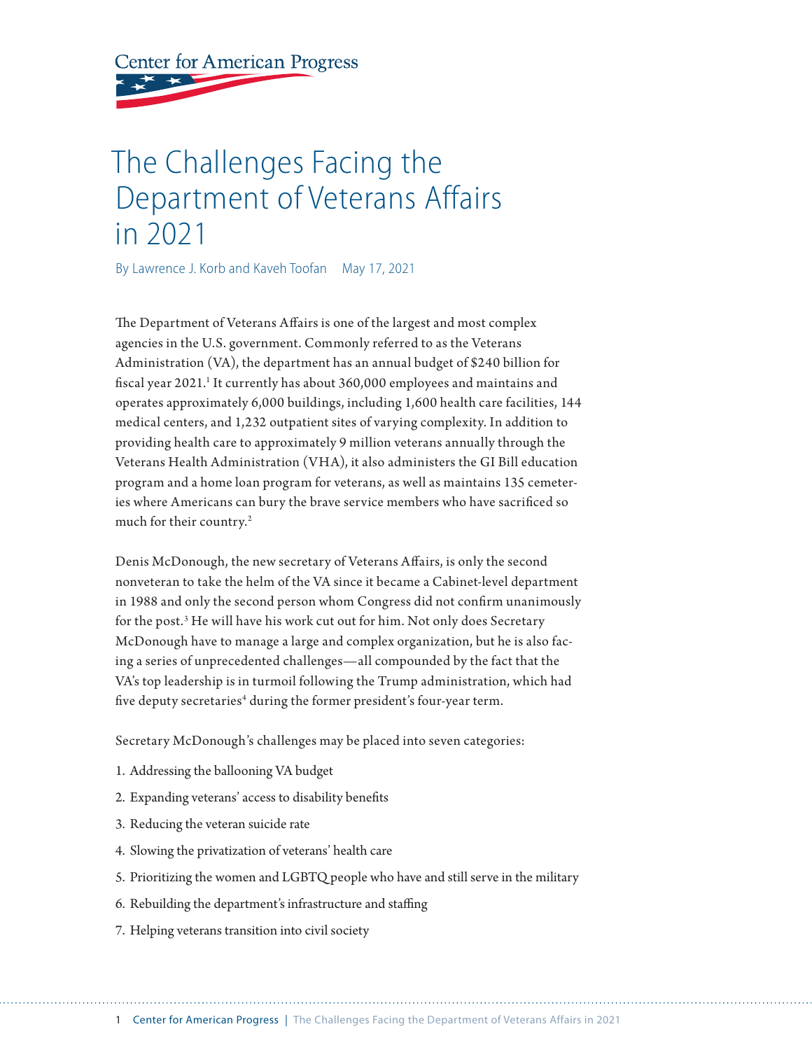Center for American Progress

# The Challenges Facing the Department of Veterans Affairs in 2021

By Lawrence J. Korb and Kaveh Toofan May 17, 2021

The Department of Veterans Affairs is one of the largest and most complex agencies in the U.S. government. Commonly referred to as the Veterans Administration (VA), the department has an annual budget of $240 billion for fiscal year 2021.[1] It currently has about 360,000 employees and maintains and operates approximately 6,000 buildings, including 1,600 health care facilities, 144 medical centers, and 1,232 outpatient sites of varying complexity. In addition to providing health care to approximately 9 million veterans annually through the Veterans Health Administration (VHA), it also administers the GI Bill education program and a home loan program for veterans, as well as maintains 135 cemeteries where Americans can bury the brave service members who have sacrificed so much for their country.[2]

Denis McDonough, the new secretary of Veterans Affairs, is only the second nonveteran to take the helm of the VA since it became a Cabinet-level department in 1988 and only the second person whom Congress did not confirm unanimously for the post.[3] He will have his work cut out for him. Not only does Secretary McDonough have to manage a large and complex organization, but he is also facing a series of unprecedented challenges—all compounded by the fact that the VA's top leadership is in turmoil following the Trump administration, which had five deputy secretaries[4] during the former president's four-year term.

Secretary McDonough's challenges may be placed into seven categories:

1. Addressing the ballooning VA budget
2. Expanding veterans' access to disability benefits
3. Reducing the veteran suicide rate
4. Slowing the privatization of veterans' health care
5. Prioritizing the women and LGBTQ people who have and still serve in the military
6. Rebuilding the department's infrastructure and staffing
7. Helping veterans transition into civil society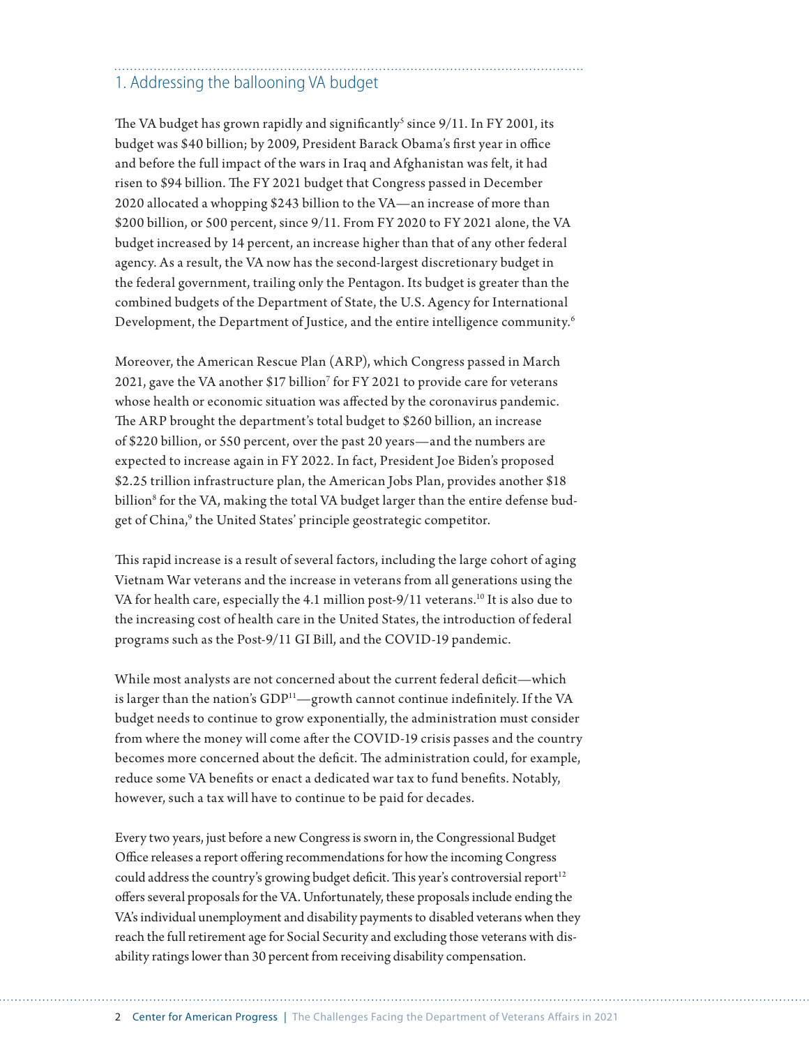## 1. Addressing the ballooning VA budget

The VA budget has grown rapidly and significantly[5] since 9/11. In FY 2001, its budget was $40 billion; by 2009, President Barack Obama's first year in office and before the full impact of the wars in Iraq and Afghanistan was felt, it had risen to $94 billion. The FY 2021 budget that Congress passed in December 2020 allocated a whopping $243 billion to the VA—an increase of more than $200 billion, or 500 percent, since 9/11. From FY 2020 to FY 2021 alone, the VA budget increased by 14 percent, an increase higher than that of any other federal agency. As a result, the VA now has the second-largest discretionary budget in the federal government, trailing only the Pentagon. Its budget is greater than the combined budgets of the Department of State, the U.S. Agency for International Development, the Department of Justice, and the entire intelligence community.[6]

Moreover, the American Rescue Plan (ARP), which Congress passed in March 2021, gave the VA another $17 billion[7] for FY 2021 to provide care for veterans whose health or economic situation was affected by the coronavirus pandemic. The ARP brought the department's total budget to $260 billion, an increase of $220 billion, or 550 percent, over the past 20 years—and the numbers are expected to increase again in FY 2022. In fact, President Joe Biden's proposed $2.25 trillion infrastructure plan, the American Jobs Plan, provides another $18 billion[8] for the VA, making the total VA budget larger than the entire defense budget of China,[9] the United States' principle geostrategic competitor.

This rapid increase is a result of several factors, including the large cohort of aging Vietnam War veterans and the increase in veterans from all generations using the VA for health care, especially the 4.1 million post-9/11 veterans.[10] It is also due to the increasing cost of health care in the United States, the introduction of federal programs such as the Post-9/11 GI Bill, and the COVID-19 pandemic.

While most analysts are not concerned about the current federal deficit—which is larger than the nation's GDP[11]—growth cannot continue indefinitely. If the VA budget needs to continue to grow exponentially, the administration must consider from where the money will come after the COVID-19 crisis passes and the country becomes more concerned about the deficit. The administration could, for example, reduce some VA benefits or enact a dedicated war tax to fund benefits. Notably, however, such a tax will have to continue to be paid for decades.

Every two years, just before a new Congress is sworn in, the Congressional Budget Office releases a report offering recommendations for how the incoming Congress could address the country's growing budget deficit. This year's controversial report[12] offers several proposals for the VA. Unfortunately, these proposals include ending the VA's individual unemployment and disability payments to disabled veterans when they reach the full retirement age for Social Security and excluding those veterans with disability ratings lower than 30 percent from receiving disability compensation.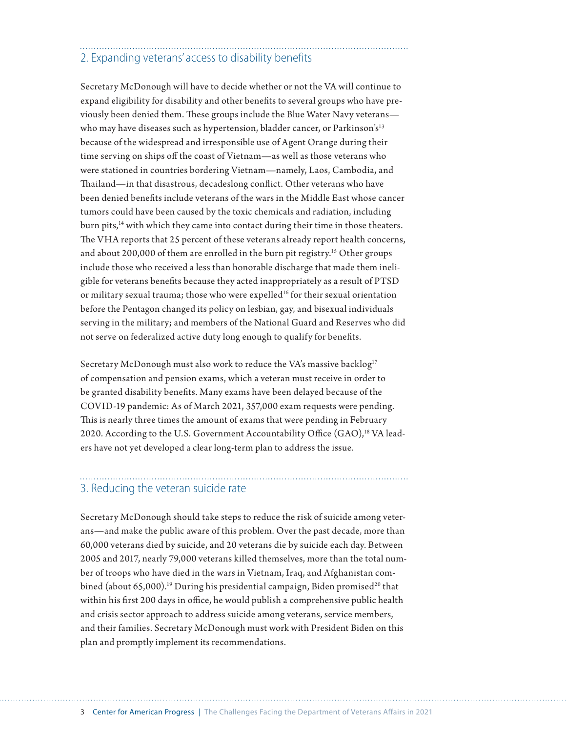## 2. Expanding veterans' access to disability benefits

Secretary McDonough will have to decide whether or not the VA will continue to expand eligibility for disability and other benefits to several groups who have previously been denied them. These groups include the Blue Water Navy veterans—who may have diseases such as hypertension, bladder cancer, or Parkinson's[13] because of the widespread and irresponsible use of Agent Orange during their time serving on ships off the coast of Vietnam—as well as those veterans who were stationed in countries bordering Vietnam—namely, Laos, Cambodia, and Thailand—in that disastrous, decadeslong conflict. Other veterans who have been denied benefits include veterans of the wars in the Middle East whose cancer tumors could have been caused by the toxic chemicals and radiation, including burn pits,[14] with which they came into contact during their time in those theaters. The VHA reports that 25 percent of these veterans already report health concerns, and about 200,000 of them are enrolled in the burn pit registry.[15] Other groups include those who received a less than honorable discharge that made them ineligible for veterans benefits because they acted inappropriately as a result of PTSD or military sexual trauma; those who were expelled[16] for their sexual orientation before the Pentagon changed its policy on lesbian, gay, and bisexual individuals serving in the military; and members of the National Guard and Reserves who did not serve on federalized active duty long enough to qualify for benefits.

Secretary McDonough must also work to reduce the VA's massive backlog[17] of compensation and pension exams, which a veteran must receive in order to be granted disability benefits. Many exams have been delayed because of the COVID-19 pandemic: As of March 2021, 357,000 exam requests were pending. This is nearly three times the amount of exams that were pending in February 2020. According to the U.S. Government Accountability Office (GAO),[18] VA leaders have not yet developed a clear long-term plan to address the issue.

## 3. Reducing the veteran suicide rate

Secretary McDonough should take steps to reduce the risk of suicide among veterans—and make the public aware of this problem. Over the past decade, more than 60,000 veterans died by suicide, and 20 veterans die by suicide each day. Between 2005 and 2017, nearly 79,000 veterans killed themselves, more than the total number of troops who have died in the wars in Vietnam, Iraq, and Afghanistan combined (about 65,000).[19] During his presidential campaign, Biden promised[20] that within his first 200 days in office, he would publish a comprehensive public health and crisis sector approach to address suicide among veterans, service members, and their families. Secretary McDonough must work with President Biden on this plan and promptly implement its recommendations.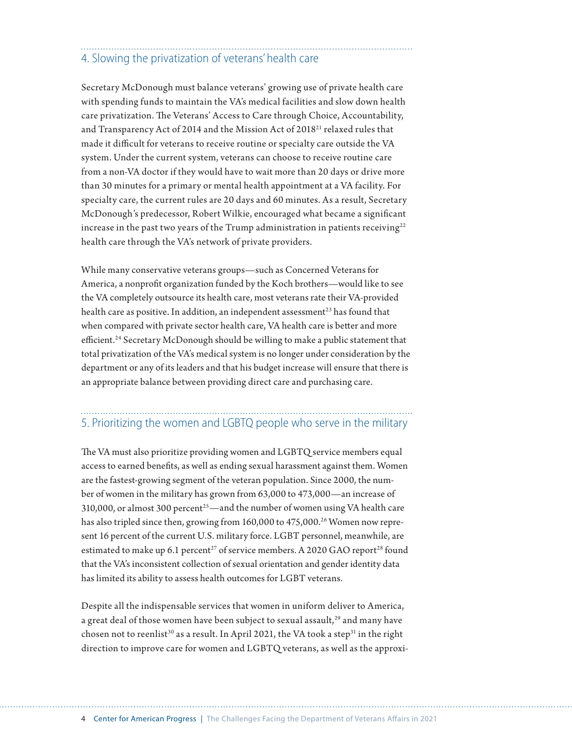## 4. Slowing the privatization of veterans' health care

Secretary McDonough must balance veterans' growing use of private health care with spending funds to maintain the VA's medical facilities and slow down health care privatization. The Veterans' Access to Care through Choice, Accountability, and Transparency Act of 2014 and the Mission Act of 2018[21] relaxed rules that made it difficult for veterans to receive routine or specialty care outside the VA system. Under the current system, veterans can choose to receive routine care from a non-VA doctor if they would have to wait more than 20 days or drive more than 30 minutes for a primary or mental health appointment at a VA facility. For specialty care, the current rules are 20 days and 60 minutes. As a result, Secretary McDonough's predecessor, Robert Wilkie, encouraged what became a significant increase in the past two years of the Trump administration in patients receiving[22] health care through the VA's network of private providers.

While many conservative veterans groups—such as Concerned Veterans for America, a nonprofit organization funded by the Koch brothers—would like to see the VA completely outsource its health care, most veterans rate their VA-provided health care as positive. In addition, an independent assessment[23] has found that when compared with private sector health care, VA health care is better and more efficient.[24] Secretary McDonough should be willing to make a public statement that total privatization of the VA's medical system is no longer under consideration by the department or any of its leaders and that his budget increase will ensure that there is an appropriate balance between providing direct care and purchasing care.

## 5. Prioritizing the women and LGBTQ people who serve in the military

The VA must also prioritize providing women and LGBTQ service members equal access to earned benefits, as well as ending sexual harassment against them. Women are the fastest-growing segment of the veteran population. Since 2000, the number of women in the military has grown from 63,000 to 473,000—an increase of 310,000, or almost 300 percent[25]—and the number of women using VA health care has also tripled since then, growing from 160,000 to 475,000.[26] Women now represent 16 percent of the current U.S. military force. LGBT personnel, meanwhile, are estimated to make up 6.1 percent[27] of service members. A 2020 GAO report[28] found that the VA's inconsistent collection of sexual orientation and gender identity data has limited its ability to assess health outcomes for LGBT veterans.

Despite all the indispensable services that women in uniform deliver to America, a great deal of those women have been subject to sexual assault,[29] and many have chosen not to reenlist[30] as a result. In April 2021, the VA took a step[31] in the right direction to improve care for women and LGBTQ veterans, as well as the approxi-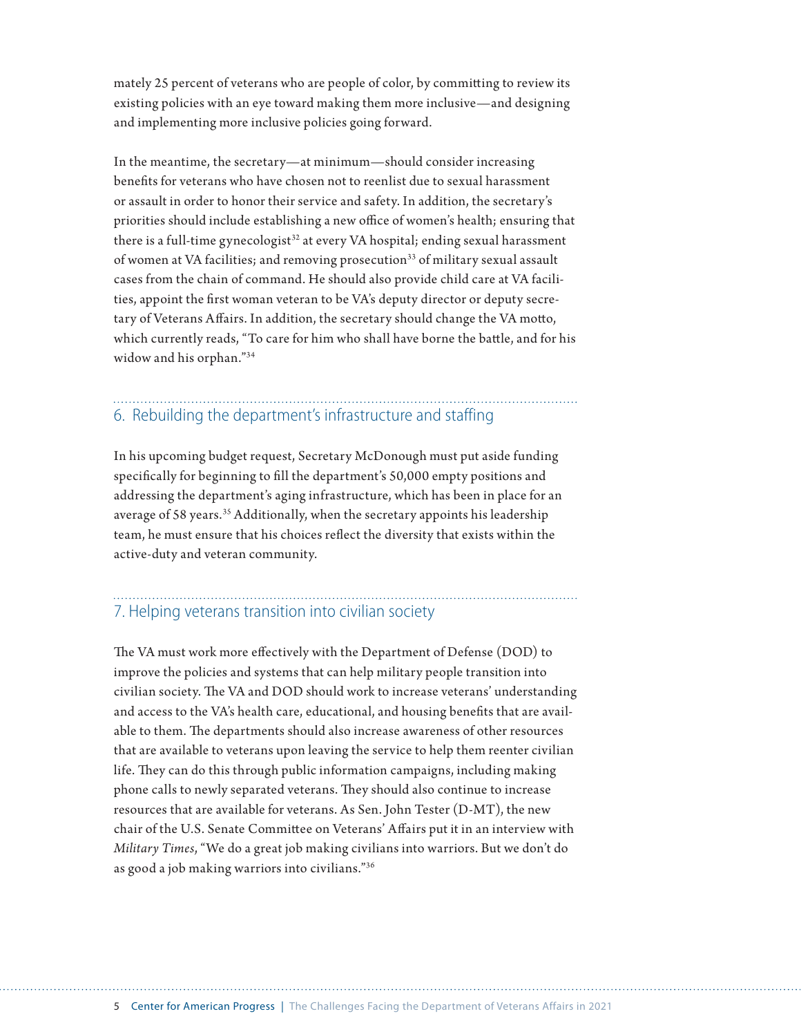mately 25 percent of veterans who are people of color, by committing to review its existing policies with an eye toward making them more inclusive—and designing and implementing more inclusive policies going forward.

In the meantime, the secretary—at minimum—should consider increasing benefits for veterans who have chosen not to reenlist due to sexual harassment or assault in order to honor their service and safety. In addition, the secretary's priorities should include establishing a new office of women's health; ensuring that there is a full-time gynecologist[32] at every VA hospital; ending sexual harassment of women at VA facilities; and removing prosecution[33] of military sexual assault cases from the chain of command. He should also provide child care at VA facilities, appoint the first woman veteran to be VA's deputy director or deputy secretary of Veterans Affairs. In addition, the secretary should change the VA motto, which currently reads, "To care for him who shall have borne the battle, and for his widow and his orphan."[34]

## 6. Rebuilding the department's infrastructure and staffing

In his upcoming budget request, Secretary McDonough must put aside funding specifically for beginning to fill the department's 50,000 empty positions and addressing the department's aging infrastructure, which has been in place for an average of 58 years.[35] Additionally, when the secretary appoints his leadership team, he must ensure that his choices reflect the diversity that exists within the active-duty and veteran community.

## 7. Helping veterans transition into civilian society

The VA must work more effectively with the Department of Defense (DOD) to improve the policies and systems that can help military people transition into civilian society. The VA and DOD should work to increase veterans' understanding and access to the VA's health care, educational, and housing benefits that are available to them. The departments should also increase awareness of other resources that are available to veterans upon leaving the service to help them reenter civilian life. They can do this through public information campaigns, including making phone calls to newly separated veterans. They should also continue to increase resources that are available for veterans. As Sen. John Tester (D-MT), the new chair of the U.S. Senate Committee on Veterans' Affairs put it in an interview with *Military Times*, "We do a great job making civilians into warriors. But we don't do as good a job making warriors into civilians."[36]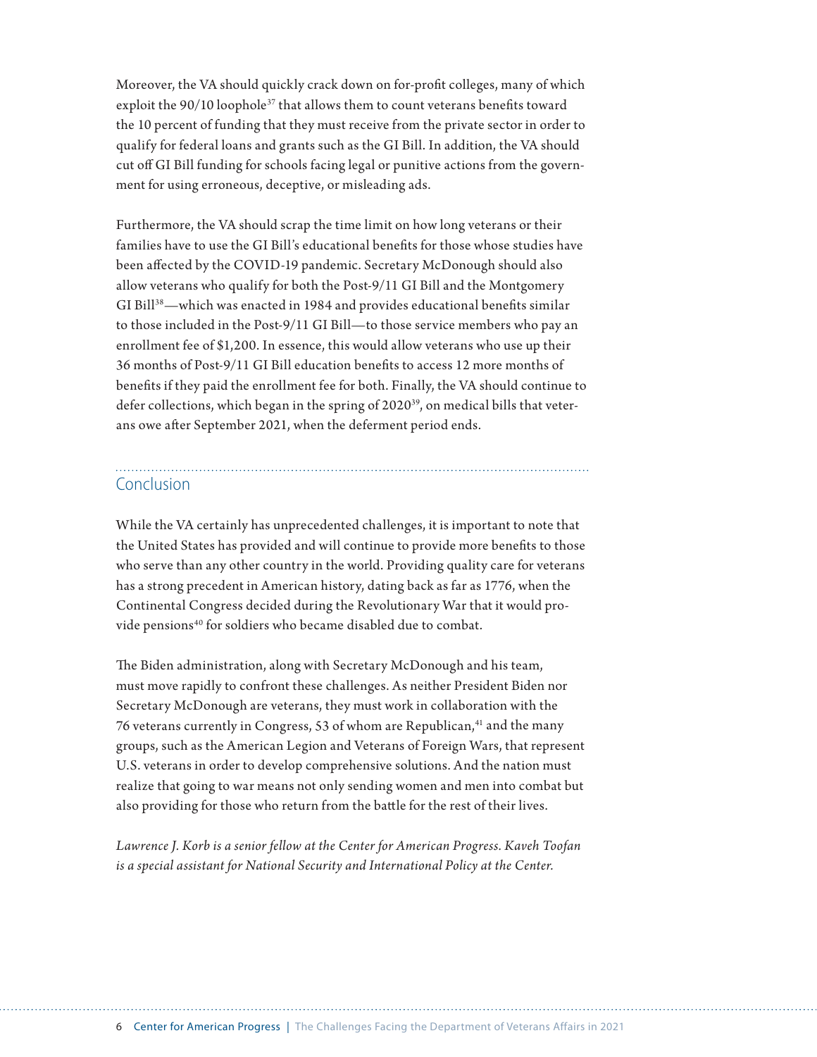Moreover, the VA should quickly crack down on for-profit colleges, many of which exploit the 90/10 loophole[37] that allows them to count veterans benefits toward the 10 percent of funding that they must receive from the private sector in order to qualify for federal loans and grants such as the GI Bill. In addition, the VA should cut off GI Bill funding for schools facing legal or punitive actions from the government for using erroneous, deceptive, or misleading ads.

Furthermore, the VA should scrap the time limit on how long veterans or their families have to use the GI Bill's educational benefits for those whose studies have been affected by the COVID-19 pandemic. Secretary McDonough should also allow veterans who qualify for both the Post-9/11 GI Bill and the Montgomery GI Bill[38]—which was enacted in 1984 and provides educational benefits similar to those included in the Post-9/11 GI Bill—to those service members who pay an enrollment fee of $1,200. In essence, this would allow veterans who use up their 36 months of Post-9/11 GI Bill education benefits to access 12 more months of benefits if they paid the enrollment fee for both. Finally, the VA should continue to defer collections, which began in the spring of 2020[39], on medical bills that veterans owe after September 2021, when the deferment period ends.

## Conclusion

While the VA certainly has unprecedented challenges, it is important to note that the United States has provided and will continue to provide more benefits to those who serve than any other country in the world. Providing quality care for veterans has a strong precedent in American history, dating back as far as 1776, when the Continental Congress decided during the Revolutionary War that it would provide pensions[40] for soldiers who became disabled due to combat.

The Biden administration, along with Secretary McDonough and his team, must move rapidly to confront these challenges. As neither President Biden nor Secretary McDonough are veterans, they must work in collaboration with the 76 veterans currently in Congress, 53 of whom are Republican,[41] and the many groups, such as the American Legion and Veterans of Foreign Wars, that represent U.S. veterans in order to develop comprehensive solutions. And the nation must realize that going to war means not only sending women and men into combat but also providing for those who return from the battle for the rest of their lives.

*Lawrence J. Korb is a senior fellow at the Center for American Progress. Kaveh Toofan is a special assistant for National Security and International Policy at the Center.*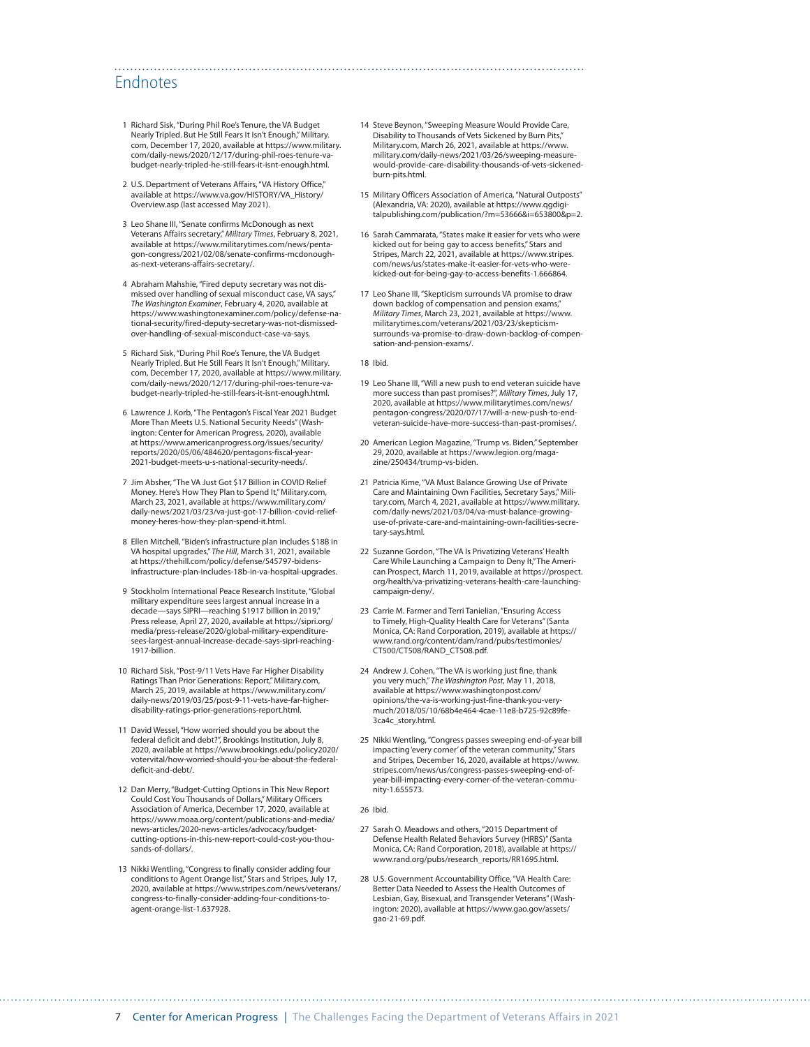## Endnotes

1. Richard Sisk, "During Phil Roe's Tenure, the VA Budget Nearly Tripled. But He Still Fears It Isn't Enough," Military.com, December 17, 2020, available at https://www.military.com/daily-news/2020/12/17/during-phil-roes-tenure-va-budget-nearly-tripled-he-still-fears-it-isnt-enough.html.

2. U.S. Department of Veterans Affairs, "VA History Office," available at https://www.va.gov/HISTORY/VA_History/Overview.asp (last accessed May 2021).

3. Leo Shane III, "Senate confirms McDonough as next Veterans Affairs secretary," *Military Times*, February 8, 2021, available at https://www.militarytimes.com/news/pentagon-congress/2021/02/08/senate-confirms-mcdonough-as-next-veterans-affairs-secretary/.

4. Abraham Mahshie, "Fired deputy secretary was not dismissed over handling of sexual misconduct case, VA says," *The Washington Examiner*, February 4, 2020, available at https://www.washingtonexaminer.com/policy/defense-national-security/fired-deputy-secretary-was-not-dismissed-over-handling-of-sexual-misconduct-case-va-says.

5. Richard Sisk, "During Phil Roe's Tenure, the VA Budget Nearly Tripled. But He Still Fears It Isn't Enough," Military.com, December 17, 2020, available at https://www.military.com/daily-news/2020/12/17/during-phil-roes-tenure-va-budget-nearly-tripled-he-still-fears-it-isnt-enough.html.

6. Lawrence J. Korb, "The Pentagon's Fiscal Year 2021 Budget More Than Meets U.S. National Security Needs" (Washington: Center for American Progress, 2020), available at https://www.americanprogress.org/issues/security/reports/2020/05/06/484620/pentagons-fiscal-year-2021-budget-meets-u-s-national-security-needs/.

7. Jim Absher, "The VA Just Got $17 Billion in COVID Relief Money. Here's How They Plan to Spend It," Military.com, March 23, 2021, available at https://www.military.com/daily-news/2021/03/23/va-just-got-17-billion-covid-relief-money-heres-how-they-plan-spend-it.html.

8. Ellen Mitchell, "Biden's infrastructure plan includes $18B in VA hospital upgrades," *The Hill*, March 31, 2021, available at https://thehill.com/policy/defense/545797-bidens-infrastructure-plan-includes-18b-in-va-hospital-upgrades.

9. Stockholm International Peace Research Institute, "Global military expenditure sees largest annual increase in a decade—says SIPRI—reaching $1917 billion in 2019," Press release, April 27, 2020, available at https://sipri.org/media/press-release/2020/global-military-expenditure-sees-largest-annual-increase-decade-says-sipri-reaching-1917-billion.

10. Richard Sisk, "Post-9/11 Vets Have Far Higher Disability Ratings Than Prior Generations: Report," Military.com, March 25, 2019, available at https://www.military.com/daily-news/2019/03/25/post-9-11-vets-have-far-higher-disability-ratings-prior-generations-report.html.

11. David Wessel, "How worried should you be about the federal deficit and debt?", Brookings Institution, July 8, 2020, available at https://www.brookings.edu/policy2020/votervital/how-worried-should-you-be-about-the-federal-deficit-and-debt/.

12. Dan Merry, "Budget-Cutting Options in This New Report Could Cost You Thousands of Dollars," Military Officers Association of America, December 17, 2020, available at https://www.moaa.org/content/publications-and-media/news-articles/2020-news-articles/advocacy/budget-cutting-options-in-this-new-report-could-cost-you-thousands-of-dollars/.

13. Nikki Wentling, "Congress to finally consider adding four conditions to Agent Orange list," Stars and Stripes, July 17, 2020, available at https://www.stripes.com/news/veterans/congress-to-finally-consider-adding-four-conditions-to-agent-orange-list-1.637928.

14. Steve Beynon, "Sweeping Measure Would Provide Care, Disability to Thousands of Vets Sickened by Burn Pits," Military.com, March 26, 2021, available at https://www.military.com/daily-news/2021/03/26/sweeping-measure-would-provide-care-disability-thousands-of-vets-sickened-burn-pits.html.

15. Military Officers Association of America, "Natural Outposts" (Alexandria, VA: 2020), available at https://www.qgdigitalpublishing.com/publication/?m=53666&i=653800&p=2.

16. Sarah Cammarata, "States make it easier for vets who were kicked out for being gay to access benefits," Stars and Stripes, March 22, 2021, available at https://www.stripes.com/news/us/states-make-it-easier-for-vets-who-were-kicked-out-for-being-gay-to-access-benefits-1.666864.

17. Leo Shane III, "Skepticism surrounds VA promise to draw down backlog of compensation and pension exams," *Military Times*, March 23, 2021, available at https://www.militarytimes.com/veterans/2021/03/23/skepticism-surrounds-va-promise-to-draw-down-backlog-of-compensation-and-pension-exams/.

18. Ibid.

19. Leo Shane III, "Will a new push to end veteran suicide have more success than past promises?", *Military Times*, July 17, 2020, available at https://www.militarytimes.com/news/pentagon-congress/2020/07/17/will-a-new-push-to-end-veteran-suicide-have-more-success-than-past-promises/.

20. American Legion Magazine, "Trump vs. Biden," September 29, 2020, available at https://www.legion.org/magazine/250434/trump-vs-biden.

21. Patricia Kime, "VA Must Balance Growing Use of Private Care and Maintaining Own Facilities, Secretary Says," Military.com, March 4, 2021, available at https://www.military.com/daily-news/2021/03/04/va-must-balance-growing-use-of-private-care-and-maintaining-own-facilities-secretary-says.html.

22. Suzanne Gordon, "The VA Is Privatizing Veterans' Health Care While Launching a Campaign to Deny It," The American Prospect, March 11, 2019, available at https://prospect.org/health/va-privatizing-veterans-health-care-launching-campaign-deny/.

23. Carrie M. Farmer and Terri Tanielian, "Ensuring Access to Timely, High-Quality Health Care for Veterans" (Santa Monica, CA: Rand Corporation, 2019), available at https://www.rand.org/content/dam/rand/pubs/testimonies/CT500/CT508/RAND_CT508.pdf.

24. Andrew J. Cohen, "The VA is working just fine, thank you very much," *The Washington Post*, May 11, 2018, available at https://www.washingtonpost.com/opinions/the-va-is-working-just-fine-thank-you-very-much/2018/05/10/68b4e464-4cae-11e8-b725-92c89fe3ca4c_story.html.

25. Nikki Wentling, "Congress passes sweeping end-of-year bill impacting 'every corner' of the veteran community," Stars and Stripes, December 16, 2020, available at https://www.stripes.com/news/us/congress-passes-sweeping-end-of-year-bill-impacting-every-corner-of-the-veteran-community-1.655573.

26. Ibid.

27. Sarah O. Meadows and others, "2015 Department of Defense Health Related Behaviors Survey (HRBS)" (Santa Monica, CA: Rand Corporation, 2018), available at https://www.rand.org/pubs/research_reports/RR1695.html.

28. U.S. Government Accountability Office, "VA Health Care: Better Data Needed to Assess the Health Outcomes of Lesbian, Gay, Bisexual, and Transgender Veterans" (Washington: 2020), available at https://www.gao.gov/assets/gao-21-69.pdf.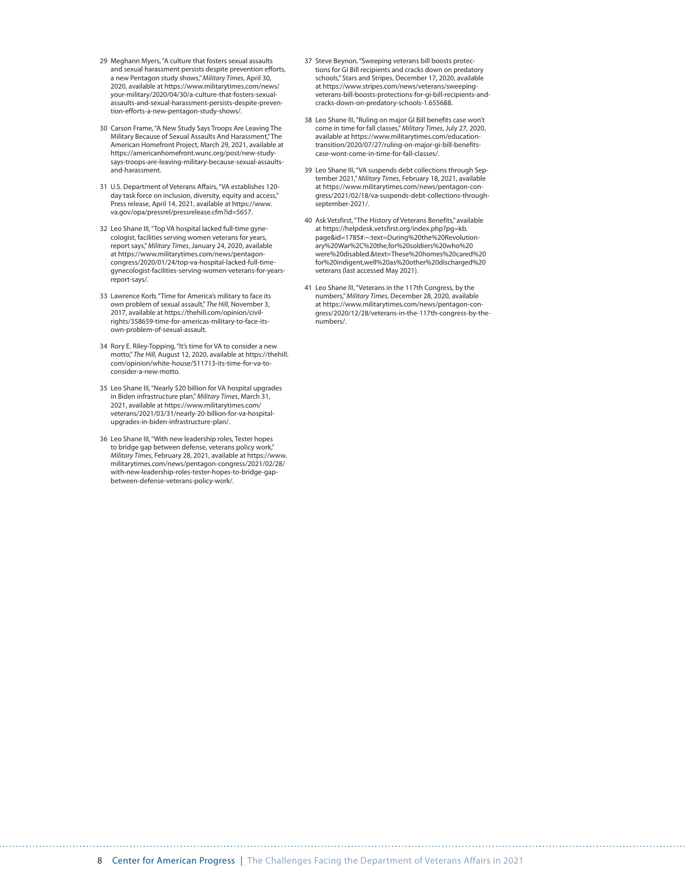29 Meghann Myers, "A culture that fosters sexual assaults and sexual harassment persists despite prevention efforts, a new Pentagon study shows," *Military Times*, April 30, 2020, available at https://www.militarytimes.com/news/your-military/2020/04/30/a-culture-that-fosters-sexual-assaults-and-sexual-harassment-persists-despite-prevention-efforts-a-new-pentagon-study-shows/.

30 Carson Frame, "A New Study Says Troops Are Leaving The Military Because of Sexual Assaults And Harassment," The American Homefront Project, March 29, 2021, available at https://americanhomefront.wunc.org/post/new-study-says-troops-are-leaving-military-because-sexual-assaults-and-harassment.

31 U.S. Department of Veterans Affairs, "VA establishes 120-day task force on inclusion, diversity, equity and access," Press release, April 14, 2021, available at https://www.va.gov/opa/pressrel/pressrelease.cfm?id=5657.

32 Leo Shane III, "Top VA hospital lacked full-time gynecologist, facilities serving women veterans for years, report says," *Military Times*, January 24, 2020, available at https://www.militarytimes.com/news/pentagon-congress/2020/01/24/top-va-hospital-lacked-full-time-gynecologist-facilities-serving-women-veterans-for-years-report-says/.

33 Lawrence Korb, "Time for America's military to face its own problem of sexual assault," *The Hill*, November 3, 2017, available at https://thehill.com/opinion/civil-rights/358659-time-for-americas-military-to-face-its-own-problem-of-sexual-assault.

34 Rory E. Riley-Topping, "It's time for VA to consider a new motto," *The Hill*, August 12, 2020, available at https://thehill.com/opinion/white-house/511713-its-time-for-va-to-consider-a-new-motto.

35 Leo Shane III, "Nearly $20 billion for VA hospital upgrades in Biden infrastructure plan," *Military Times*, March 31, 2021, available at https://www.militarytimes.com/veterans/2021/03/31/nearly-20-billion-for-va-hospital-upgrades-in-biden-infrastructure-plan/.

36 Leo Shane III, "With new leadership roles, Tester hopes to bridge gap between defense, veterans policy work," *Military Times*, February 28, 2021, available at https://www.militarytimes.com/news/pentagon-congress/2021/02/28/with-new-leadership-roles-tester-hopes-to-bridge-gap-between-defense-veterans-policy-work/.

37 Steve Beynon, "Sweeping veterans bill boosts protections for GI Bill recipients and cracks down on predatory schools," Stars and Stripes, December 17, 2020, available at https://www.stripes.com/news/veterans/sweeping-veterans-bill-boosts-protections-for-gi-bill-recipients-and-cracks-down-on-predatory-schools-1.655688.

38 Leo Shane III, "Ruling on major GI Bill benefits case won't come in time for fall classes," *Military Times*, July 27, 2020, available at https://www.militarytimes.com/education-transition/2020/07/27/ruling-on-major-gi-bill-benefits-case-wont-come-in-time-for-fall-classes/.

39 Leo Shane III, "VA suspends debt collections through September 2021," *Military Times*, February 18, 2021, available at https://www.militarytimes.com/news/pentagon-congress/2021/02/18/va-suspends-debt-collections-through-september-2021/.

40 Ask Vetsfirst, "The History of Veterans Benefits," available at https://helpdesk.vetsfirst.org/index.php?pg=kb.page&id=1785#:~:text=During%20the%20Revolutionary%20War%2C%20the,for%20soldiers%20who%20were%20disabled.&text=These%20homes%20cared%20for%20indigent,well%20as%20other%20discharged%20veterans (last accessed May 2021).

41 Leo Shane III, "Veterans in the 117th Congress, by the numbers," *Military Times*, December 28, 2020, available at https://www.militarytimes.com/news/pentagon-congress/2020/12/28/veterans-in-the-117th-congress-by-the-numbers/.